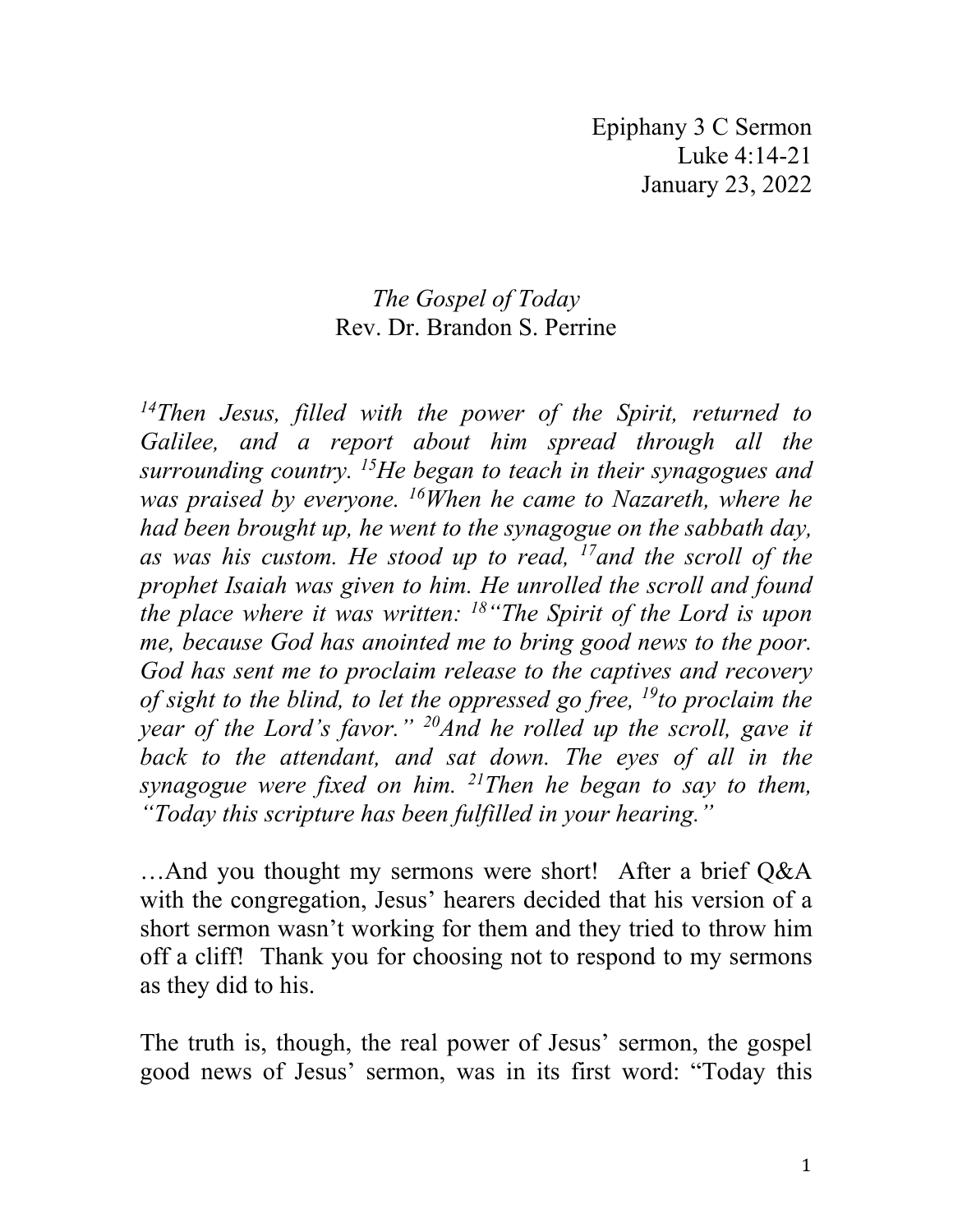Epiphany 3 C Sermon
Luke 4:14-21
January 23, 2022

*The Gospel of Today*
Rev. Dr. Brandon S. Perrine

*[14]Then Jesus, filled with the power of the Spirit, returned to Galilee, and a report about him spread through all the surrounding country. [15]He began to teach in their synagogues and was praised by everyone. [16]When he came to Nazareth, where he had been brought up, he went to the synagogue on the sabbath day, as was his custom. He stood up to read, [17]and the scroll of the prophet Isaiah was given to him. He unrolled the scroll and found the place where it was written: [18]"The Spirit of the Lord is upon me, because God has anointed me to bring good news to the poor. God has sent me to proclaim release to the captives and recovery of sight to the blind, to let the oppressed go free, [19]to proclaim the year of the Lord's favor." [20]And he rolled up the scroll, gave it back to the attendant, and sat down. The eyes of all in the synagogue were fixed on him. [21]Then he began to say to them, "Today this scripture has been fulfilled in your hearing."*

…And you thought my sermons were short! After a brief Q&A with the congregation, Jesus' hearers decided that his version of a short sermon wasn't working for them and they tried to throw him off a cliff! Thank you for choosing not to respond to my sermons as they did to his.

The truth is, though, the real power of Jesus' sermon, the gospel good news of Jesus' sermon, was in its first word: "Today this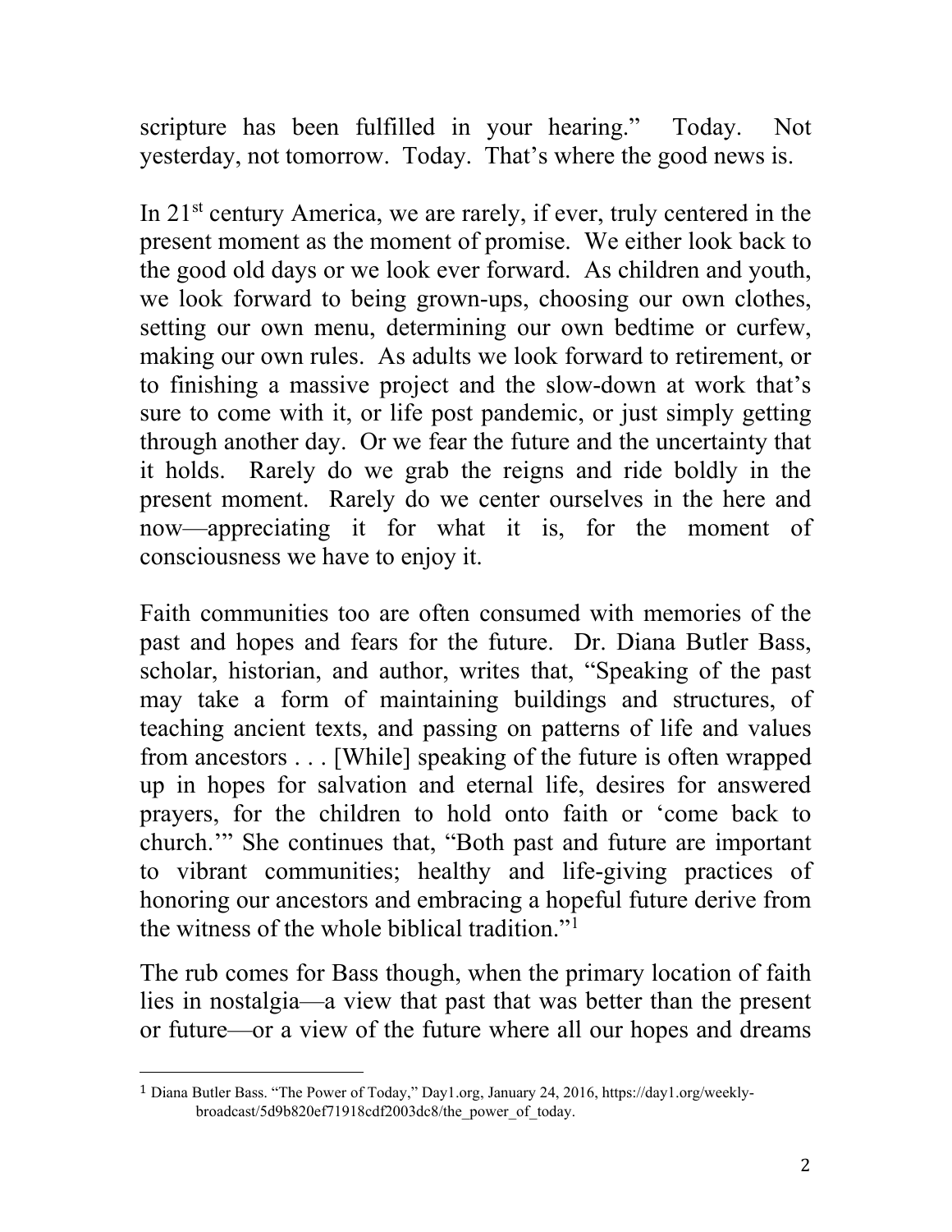scripture has been fulfilled in your hearing." Today. Not yesterday, not tomorrow. Today. That's where the good news is.

In 21st century America, we are rarely, if ever, truly centered in the present moment as the moment of promise. We either look back to the good old days or we look ever forward. As children and youth, we look forward to being grown-ups, choosing our own clothes, setting our own menu, determining our own bedtime or curfew, making our own rules. As adults we look forward to retirement, or to finishing a massive project and the slow-down at work that's sure to come with it, or life post pandemic, or just simply getting through another day. Or we fear the future and the uncertainty that it holds. Rarely do we grab the reigns and ride boldly in the present moment. Rarely do we center ourselves in the here and now—appreciating it for what it is, for the moment of consciousness we have to enjoy it.

Faith communities too are often consumed with memories of the past and hopes and fears for the future. Dr. Diana Butler Bass, scholar, historian, and author, writes that, "Speaking of the past may take a form of maintaining buildings and structures, of teaching ancient texts, and passing on patterns of life and values from ancestors . . . [While] speaking of the future is often wrapped up in hopes for salvation and eternal life, desires for answered prayers, for the children to hold onto faith or 'come back to church.'" She continues that, "Both past and future are important to vibrant communities; healthy and life-giving practices of honoring our ancestors and embracing a hopeful future derive from the witness of the whole biblical tradition."[1]

The rub comes for Bass though, when the primary location of faith lies in nostalgia—a view that past that was better than the present or future—or a view of the future where all our hopes and dreams

---

[1] Diana Butler Bass. "The Power of Today," Day1.org, January 24, 2016, https://day1.org/weekly-broadcast/5d9b820ef71918cdf2003dc8/the_power_of_today.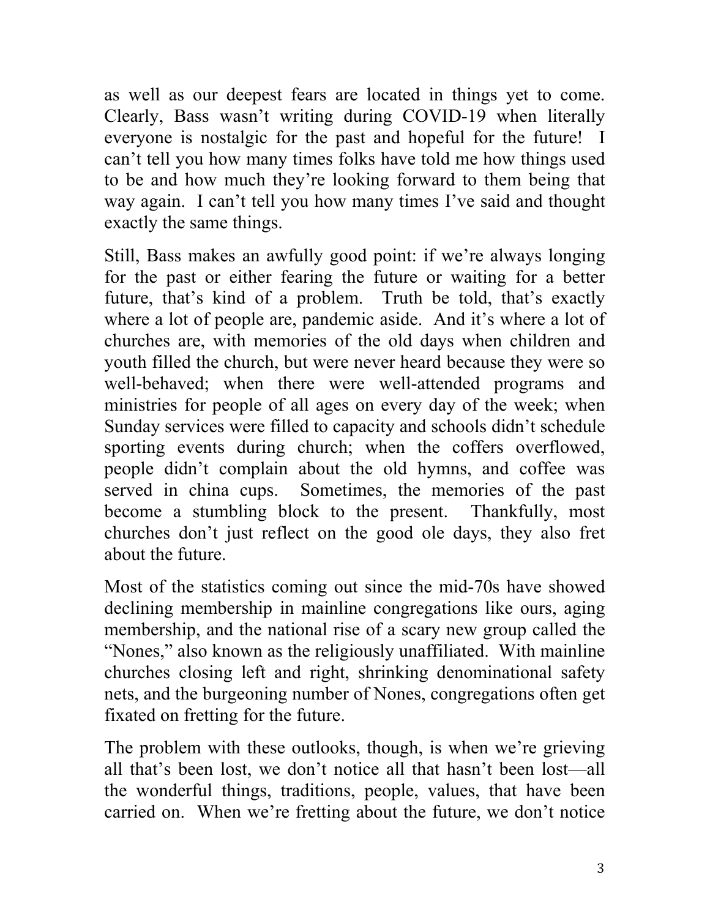as well as our deepest fears are located in things yet to come. Clearly, Bass wasn't writing during COVID-19 when literally everyone is nostalgic for the past and hopeful for the future! I can't tell you how many times folks have told me how things used to be and how much they're looking forward to them being that way again. I can't tell you how many times I've said and thought exactly the same things.

Still, Bass makes an awfully good point: if we're always longing for the past or either fearing the future or waiting for a better future, that's kind of a problem. Truth be told, that's exactly where a lot of people are, pandemic aside. And it's where a lot of churches are, with memories of the old days when children and youth filled the church, but were never heard because they were so well-behaved; when there were well-attended programs and ministries for people of all ages on every day of the week; when Sunday services were filled to capacity and schools didn't schedule sporting events during church; when the coffers overflowed, people didn't complain about the old hymns, and coffee was served in china cups. Sometimes, the memories of the past become a stumbling block to the present. Thankfully, most churches don't just reflect on the good ole days, they also fret about the future.

Most of the statistics coming out since the mid-70s have showed declining membership in mainline congregations like ours, aging membership, and the national rise of a scary new group called the "Nones," also known as the religiously unaffiliated. With mainline churches closing left and right, shrinking denominational safety nets, and the burgeoning number of Nones, congregations often get fixated on fretting for the future.

The problem with these outlooks, though, is when we're grieving all that's been lost, we don't notice all that hasn't been lost—all the wonderful things, traditions, people, values, that have been carried on. When we're fretting about the future, we don't notice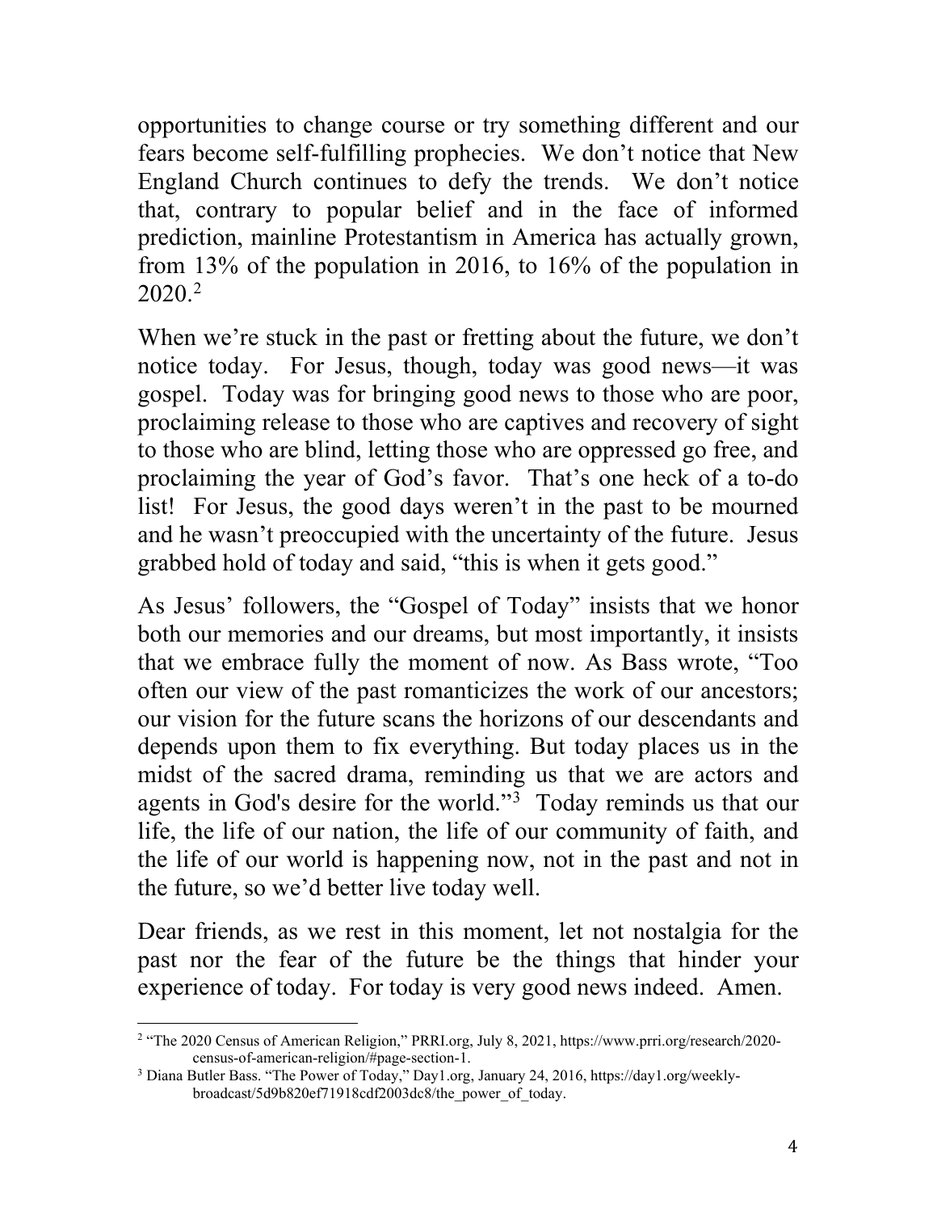opportunities to change course or try something different and our fears become self-fulfilling prophecies. We don't notice that New England Church continues to defy the trends. We don't notice that, contrary to popular belief and in the face of informed prediction, mainline Protestantism in America has actually grown, from 13% of the population in 2016, to 16% of the population in 2020.[2]

When we're stuck in the past or fretting about the future, we don't notice today. For Jesus, though, today was good news—it was gospel. Today was for bringing good news to those who are poor, proclaiming release to those who are captives and recovery of sight to those who are blind, letting those who are oppressed go free, and proclaiming the year of God's favor. That's one heck of a to-do list! For Jesus, the good days weren't in the past to be mourned and he wasn't preoccupied with the uncertainty of the future. Jesus grabbed hold of today and said, "this is when it gets good."

As Jesus' followers, the "Gospel of Today" insists that we honor both our memories and our dreams, but most importantly, it insists that we embrace fully the moment of now. As Bass wrote, "Too often our view of the past romanticizes the work of our ancestors; our vision for the future scans the horizons of our descendants and depends upon them to fix everything. But today places us in the midst of the sacred drama, reminding us that we are actors and agents in God's desire for the world."[3] Today reminds us that our life, the life of our nation, the life of our community of faith, and the life of our world is happening now, not in the past and not in the future, so we'd better live today well.

Dear friends, as we rest in this moment, let not nostalgia for the past nor the fear of the future be the things that hinder your experience of today. For today is very good news indeed. Amen.

---

[2] "The 2020 Census of American Religion," PRRI.org, July 8, 2021, https://www.prri.org/research/2020-census-of-american-religion/#page-section-1.

[3] Diana Butler Bass. "The Power of Today," Day1.org, January 24, 2016, https://day1.org/weekly-broadcast/5d9b820ef71918cdf2003dc8/the_power_of_today.